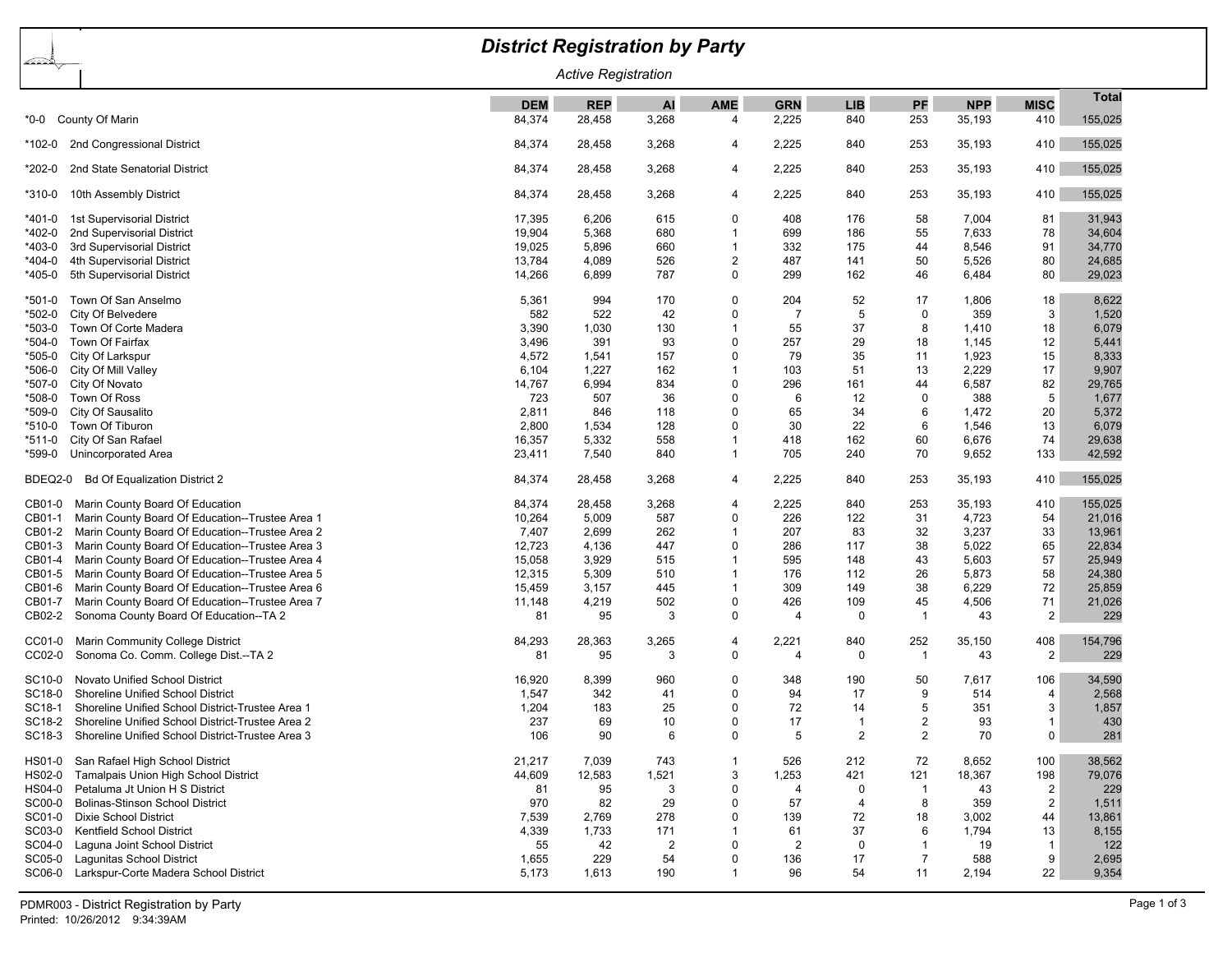# District Registration by Party

*Active Registration*

| Code | District | DEM | REP | AI | AME | GRN | LIB | PF | NPP | MISC | Total |
|---|---|---|---|---|---|---|---|---|---|---|---|
| *0-0 | County Of Marin | 84,374 | 28,458 | 3,268 | 4 | 2,225 | 840 | 253 | 35,193 | 410 | 155,025 |
| *102-0 | 2nd Congressional District | 84,374 | 28,458 | 3,268 | 4 | 2,225 | 840 | 253 | 35,193 | 410 | 155,025 |
| *202-0 | 2nd State Senatorial District | 84,374 | 28,458 | 3,268 | 4 | 2,225 | 840 | 253 | 35,193 | 410 | 155,025 |
| *310-0 | 10th Assembly District | 84,374 | 28,458 | 3,268 | 4 | 2,225 | 840 | 253 | 35,193 | 410 | 155,025 |
| *401-0 | 1st Supervisorial District | 17,395 | 6,206 | 615 | 0 | 408 | 176 | 58 | 7,004 | 81 | 31,943 |
| *402-0 | 2nd Supervisorial District | 19,904 | 5,368 | 680 | 1 | 699 | 186 | 55 | 7,633 | 78 | 34,604 |
| *403-0 | 3rd Supervisorial District | 19,025 | 5,896 | 660 | 1 | 332 | 175 | 44 | 8,546 | 91 | 34,770 |
| *404-0 | 4th Supervisorial District | 13,784 | 4,089 | 526 | 2 | 487 | 141 | 50 | 5,526 | 80 | 24,685 |
| *405-0 | 5th Supervisorial District | 14,266 | 6,899 | 787 | 0 | 299 | 162 | 46 | 6,484 | 80 | 29,023 |
| *501-0 | Town Of San Anselmo | 5,361 | 994 | 170 | 0 | 204 | 52 | 17 | 1,806 | 18 | 8,622 |
| *502-0 | City Of Belvedere | 582 | 522 | 42 | 0 | 7 | 5 | 0 | 359 | 3 | 1,520 |
| *503-0 | Town Of Corte Madera | 3,390 | 1,030 | 130 | 1 | 55 | 37 | 8 | 1,410 | 18 | 6,079 |
| *504-0 | Town Of Fairfax | 3,496 | 391 | 93 | 0 | 257 | 29 | 18 | 1,145 | 12 | 5,441 |
| *505-0 | City Of Larkspur | 4,572 | 1,541 | 157 | 0 | 79 | 35 | 11 | 1,923 | 15 | 8,333 |
| *506-0 | City Of Mill Valley | 6,104 | 1,227 | 162 | 1 | 103 | 51 | 13 | 2,229 | 17 | 9,907 |
| *507-0 | City Of Novato | 14,767 | 6,994 | 834 | 0 | 296 | 161 | 44 | 6,587 | 82 | 29,765 |
| *508-0 | Town Of Ross | 723 | 507 | 36 | 0 | 6 | 12 | 0 | 388 | 5 | 1,677 |
| *509-0 | City Of Sausalito | 2,811 | 846 | 118 | 0 | 65 | 34 | 6 | 1,472 | 20 | 5,372 |
| *510-0 | Town Of Tiburon | 2,800 | 1,534 | 128 | 0 | 30 | 22 | 6 | 1,546 | 13 | 6,079 |
| *511-0 | City Of San Rafael | 16,357 | 5,332 | 558 | 1 | 418 | 162 | 60 | 6,676 | 74 | 29,638 |
| *599-0 | Unincorporated Area | 23,411 | 7,540 | 840 | 1 | 705 | 240 | 70 | 9,652 | 133 | 42,592 |
| BDEQ2-0 | Bd Of Equalization District 2 | 84,374 | 28,458 | 3,268 | 4 | 2,225 | 840 | 253 | 35,193 | 410 | 155,025 |
| CB01-0 | Marin County Board Of Education | 84,374 | 28,458 | 3,268 | 4 | 2,225 | 840 | 253 | 35,193 | 410 | 155,025 |
| CB01-1 | Marin County Board Of Education--Trustee Area 1 | 10,264 | 5,009 | 587 | 0 | 226 | 122 | 31 | 4,723 | 54 | 21,016 |
| CB01-2 | Marin County Board Of Education--Trustee Area 2 | 7,407 | 2,699 | 262 | 1 | 207 | 83 | 32 | 3,237 | 33 | 13,961 |
| CB01-3 | Marin County Board Of Education--Trustee Area 3 | 12,723 | 4,136 | 447 | 0 | 286 | 117 | 38 | 5,022 | 65 | 22,834 |
| CB01-4 | Marin County Board Of Education--Trustee Area 4 | 15,058 | 3,929 | 515 | 1 | 595 | 148 | 43 | 5,603 | 57 | 25,949 |
| CB01-5 | Marin County Board Of Education--Trustee Area 5 | 12,315 | 5,309 | 510 | 1 | 176 | 112 | 26 | 5,873 | 58 | 24,380 |
| CB01-6 | Marin County Board Of Education--Trustee Area 6 | 15,459 | 3,157 | 445 | 1 | 309 | 149 | 38 | 6,229 | 72 | 25,859 |
| CB01-7 | Marin County Board Of Education--Trustee Area 7 | 11,148 | 4,219 | 502 | 0 | 426 | 109 | 45 | 4,506 | 71 | 21,026 |
| CB02-2 | Sonoma County Board Of Education--TA 2 | 81 | 95 | 3 | 0 | 4 | 0 | 1 | 43 | 2 | 229 |
| CC01-0 | Marin Community College District | 84,293 | 28,363 | 3,265 | 4 | 2,221 | 840 | 252 | 35,150 | 408 | 154,796 |
| CC02-0 | Sonoma Co. Comm. College Dist.--TA 2 | 81 | 95 | 3 | 0 | 4 | 0 | 1 | 43 | 2 | 229 |
| SC10-0 | Novato Unified School District | 16,920 | 8,399 | 960 | 0 | 348 | 190 | 50 | 7,617 | 106 | 34,590 |
| SC18-0 | Shoreline Unified School District | 1,547 | 342 | 41 | 0 | 94 | 17 | 9 | 514 | 4 | 2,568 |
| SC18-1 | Shoreline Unified School District-Trustee Area 1 | 1,204 | 183 | 25 | 0 | 72 | 14 | 5 | 351 | 3 | 1,857 |
| SC18-2 | Shoreline Unified School District-Trustee Area 2 | 237 | 69 | 10 | 0 | 17 | 1 | 2 | 93 | 1 | 430 |
| SC18-3 | Shoreline Unified School District-Trustee Area 3 | 106 | 90 | 6 | 0 | 5 | 2 | 2 | 70 | 0 | 281 |
| HS01-0 | San Rafael High School District | 21,217 | 7,039 | 743 | 1 | 526 | 212 | 72 | 8,652 | 100 | 38,562 |
| HS02-0 | Tamalpais Union High School District | 44,609 | 12,583 | 1,521 | 3 | 1,253 | 421 | 121 | 18,367 | 198 | 79,076 |
| HS04-0 | Petaluma Jt Union H S District | 81 | 95 | 3 | 0 | 4 | 0 | 1 | 43 | 2 | 229 |
| SC00-0 | Bolinas-Stinson School District | 970 | 82 | 29 | 0 | 57 | 4 | 8 | 359 | 2 | 1,511 |
| SC01-0 | Dixie School District | 7,539 | 2,769 | 278 | 0 | 139 | 72 | 18 | 3,002 | 44 | 13,861 |
| SC03-0 | Kentfield School District | 4,339 | 1,733 | 171 | 1 | 61 | 37 | 6 | 1,794 | 13 | 8,155 |
| SC04-0 | Laguna Joint School District | 55 | 42 | 2 | 0 | 2 | 0 | 1 | 19 | 1 | 122 |
| SC05-0 | Lagunitas School District | 1,655 | 229 | 54 | 0 | 136 | 17 | 7 | 588 | 9 | 2,695 |
| SC06-0 | Larkspur-Corte Madera School District | 5,173 | 1,613 | 190 | 1 | 96 | 54 | 11 | 2,194 | 22 | 9,354 |

PDMR003 - District Registration by Party
Printed: 10/26/2012 9:34:39AM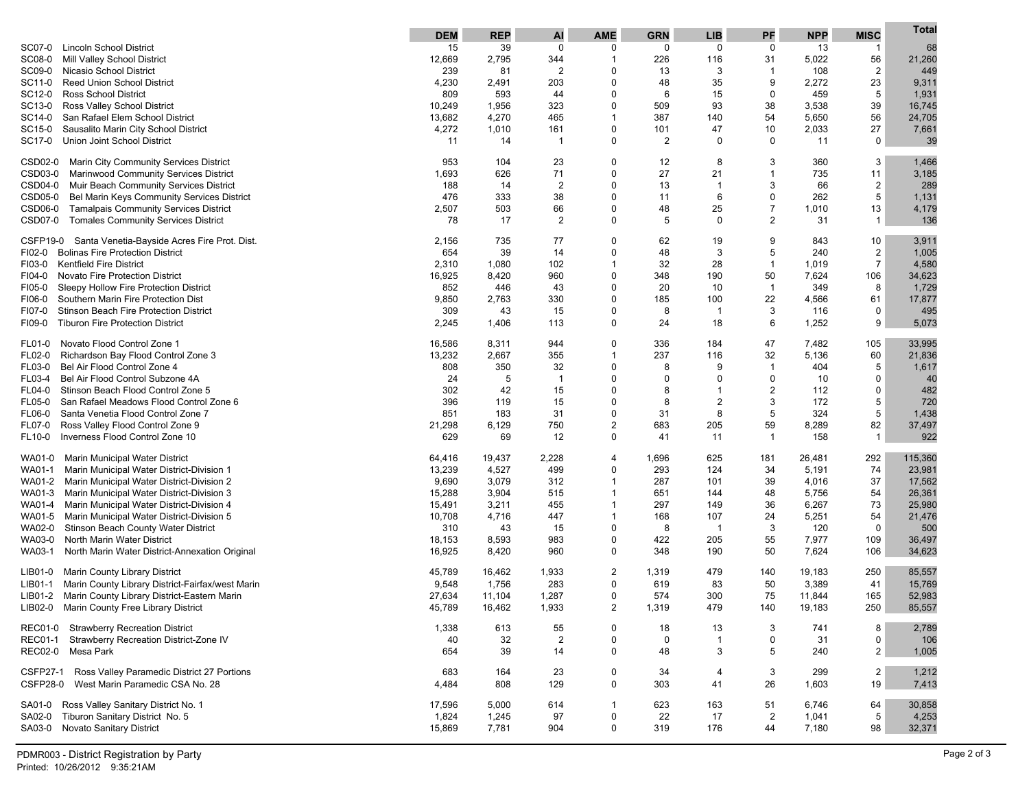| | DEM | REP | AI | AME | GRN | LIB | PF | NPP | MISC | Total |
|---|---|---|---|---|---|---|---|---|---|---|
| SC07-0 Lincoln School District | 15 | 39 | 0 | 0 | 0 | 0 | 0 | 13 | 1 | 68 |
| SC08-0 Mill Valley School District | 12,669 | 2,795 | 344 | 1 | 226 | 116 | 31 | 5,022 | 56 | 21,260 |
| SC09-0 Nicasio School District | 239 | 81 | 2 | 0 | 13 | 3 | 1 | 108 | 2 | 449 |
| SC11-0 Reed Union School District | 4,230 | 2,491 | 203 | 0 | 48 | 35 | 9 | 2,272 | 23 | 9,311 |
| SC12-0 Ross School District | 809 | 593 | 44 | 0 | 6 | 15 | 0 | 459 | 5 | 1,931 |
| SC13-0 Ross Valley School District | 10,249 | 1,956 | 323 | 0 | 509 | 93 | 38 | 3,538 | 39 | 16,745 |
| SC14-0 San Rafael Elem School District | 13,682 | 4,270 | 465 | 1 | 387 | 140 | 54 | 5,650 | 56 | 24,705 |
| SC15-0 Sausalito Marin City School District | 4,272 | 1,010 | 161 | 0 | 101 | 47 | 10 | 2,033 | 27 | 7,661 |
| SC17-0 Union Joint School District | 11 | 14 | 1 | 0 | 2 | 0 | 0 | 11 | 0 | 39 |
| CSD02-0 Marin City Community Services District | 953 | 104 | 23 | 0 | 12 | 8 | 3 | 360 | 3 | 1,466 |
| CSD03-0 Marinwood Community Services District | 1,693 | 626 | 71 | 0 | 27 | 21 | 1 | 735 | 11 | 3,185 |
| CSD04-0 Muir Beach Community Services District | 188 | 14 | 2 | 0 | 13 | 1 | 3 | 66 | 2 | 289 |
| CSD05-0 Bel Marin Keys Community Services District | 476 | 333 | 38 | 0 | 11 | 6 | 0 | 262 | 5 | 1,131 |
| CSD06-0 Tamalpais Community Services District | 2,507 | 503 | 66 | 0 | 48 | 25 | 7 | 1,010 | 13 | 4,179 |
| CSD07-0 Tomales Community Services District | 78 | 17 | 2 | 0 | 5 | 0 | 2 | 31 | 1 | 136 |
| CSFP19-0 Santa Venetia-Bayside Acres Fire Prot. Dist. | 2,156 | 735 | 77 | 0 | 62 | 19 | 9 | 843 | 10 | 3,911 |
| FI02-0 Bolinas Fire Protection District | 654 | 39 | 14 | 0 | 48 | 3 | 5 | 240 | 2 | 1,005 |
| FI03-0 Kentfield Fire District | 2,310 | 1,080 | 102 | 1 | 32 | 28 | 1 | 1,019 | 7 | 4,580 |
| FI04-0 Novato Fire Protection District | 16,925 | 8,420 | 960 | 0 | 348 | 190 | 50 | 7,624 | 106 | 34,623 |
| FI05-0 Sleepy Hollow Fire Protection District | 852 | 446 | 43 | 0 | 20 | 10 | 1 | 349 | 8 | 1,729 |
| FI06-0 Southern Marin Fire Protection Dist | 9,850 | 2,763 | 330 | 0 | 185 | 100 | 22 | 4,566 | 61 | 17,877 |
| FI07-0 Stinson Beach Fire Protection District | 309 | 43 | 15 | 0 | 8 | 1 | 3 | 116 | 0 | 495 |
| FI09-0 Tiburon Fire Protection District | 2,245 | 1,406 | 113 | 0 | 24 | 18 | 6 | 1,252 | 9 | 5,073 |
| FL01-0 Novato Flood Control Zone 1 | 16,586 | 8,311 | 944 | 0 | 336 | 184 | 47 | 7,482 | 105 | 33,995 |
| FL02-0 Richardson Bay Flood Control Zone 3 | 13,232 | 2,667 | 355 | 1 | 237 | 116 | 32 | 5,136 | 60 | 21,836 |
| FL03-0 Bel Air Flood Control Zone 4 | 808 | 350 | 32 | 0 | 8 | 9 | 1 | 404 | 5 | 1,617 |
| FL03-4 Bel Air Flood Control Subzone 4A | 24 | 5 | 1 | 0 | 0 | 0 | 0 | 10 | 0 | 40 |
| FL04-0 Stinson Beach Flood Control Zone 5 | 302 | 42 | 15 | 0 | 8 | 1 | 2 | 112 | 0 | 482 |
| FL05-0 San Rafael Meadows Flood Control Zone 6 | 396 | 119 | 15 | 0 | 8 | 2 | 3 | 172 | 5 | 720 |
| FL06-0 Santa Venetia Flood Control Zone 7 | 851 | 183 | 31 | 0 | 31 | 8 | 5 | 324 | 5 | 1,438 |
| FL07-0 Ross Valley Flood Control Zone 9 | 21,298 | 6,129 | 750 | 2 | 683 | 205 | 59 | 8,289 | 82 | 37,497 |
| FL10-0 Inverness Flood Control Zone 10 | 629 | 69 | 12 | 0 | 41 | 11 | 1 | 158 | 1 | 922 |
| WA01-0 Marin Municipal Water District | 64,416 | 19,437 | 2,228 | 4 | 1,696 | 625 | 181 | 26,481 | 292 | 115,360 |
| WA01-1 Marin Municipal Water District-Division 1 | 13,239 | 4,527 | 499 | 0 | 293 | 124 | 34 | 5,191 | 74 | 23,981 |
| WA01-2 Marin Municipal Water District-Division 2 | 9,690 | 3,079 | 312 | 1 | 287 | 101 | 39 | 4,016 | 37 | 17,562 |
| WA01-3 Marin Municipal Water District-Division 3 | 15,288 | 3,904 | 515 | 1 | 651 | 144 | 48 | 5,756 | 54 | 26,361 |
| WA01-4 Marin Municipal Water District-Division 4 | 15,491 | 3,211 | 455 | 1 | 297 | 149 | 36 | 6,267 | 73 | 25,980 |
| WA01-5 Marin Municipal Water District-Division 5 | 10,708 | 4,716 | 447 | 1 | 168 | 107 | 24 | 5,251 | 54 | 21,476 |
| WA02-0 Stinson Beach County Water District | 310 | 43 | 15 | 0 | 8 | 1 | 3 | 120 | 0 | 500 |
| WA03-0 North Marin Water District | 18,153 | 8,593 | 983 | 0 | 422 | 205 | 55 | 7,977 | 109 | 36,497 |
| WA03-1 North Marin Water District-Annexation Original | 16,925 | 8,420 | 960 | 0 | 348 | 190 | 50 | 7,624 | 106 | 34,623 |
| LIB01-0 Marin County Library District | 45,789 | 16,462 | 1,933 | 2 | 1,319 | 479 | 140 | 19,183 | 250 | 85,557 |
| LIB01-1 Marin County Library District-Fairfax/west Marin | 9,548 | 1,756 | 283 | 0 | 619 | 83 | 50 | 3,389 | 41 | 15,769 |
| LIB01-2 Marin County Library District-Eastern Marin | 27,634 | 11,104 | 1,287 | 0 | 574 | 300 | 75 | 11,844 | 165 | 52,983 |
| LIB02-0 Marin County Free Library District | 45,789 | 16,462 | 1,933 | 2 | 1,319 | 479 | 140 | 19,183 | 250 | 85,557 |
| REC01-0 Strawberry Recreation District | 1,338 | 613 | 55 | 0 | 18 | 13 | 3 | 741 | 8 | 2,789 |
| REC01-1 Strawberry Recreation District-Zone IV | 40 | 32 | 2 | 0 | 0 | 1 | 0 | 31 | 0 | 106 |
| REC02-0 Mesa Park | 654 | 39 | 14 | 0 | 48 | 3 | 5 | 240 | 2 | 1,005 |
| CSFP27-1 Ross Valley Paramedic District 27 Portions | 683 | 164 | 23 | 0 | 34 | 4 | 3 | 299 | 2 | 1,212 |
| CSFP28-0 West Marin Paramedic CSA No. 28 | 4,484 | 808 | 129 | 0 | 303 | 41 | 26 | 1,603 | 19 | 7,413 |
| SA01-0 Ross Valley Sanitary District No. 1 | 17,596 | 5,000 | 614 | 1 | 623 | 163 | 51 | 6,746 | 64 | 30,858 |
| SA02-0 Tiburon Sanitary District No. 5 | 1,824 | 1,245 | 97 | 0 | 22 | 17 | 2 | 1,041 | 5 | 4,253 |
| SA03-0 Novato Sanitary District | 15,869 | 7,781 | 904 | 0 | 319 | 176 | 44 | 7,180 | 98 | 32,371 |

PDMR003 - District Registration by Party
Printed: 10/26/2012 9:35:21AM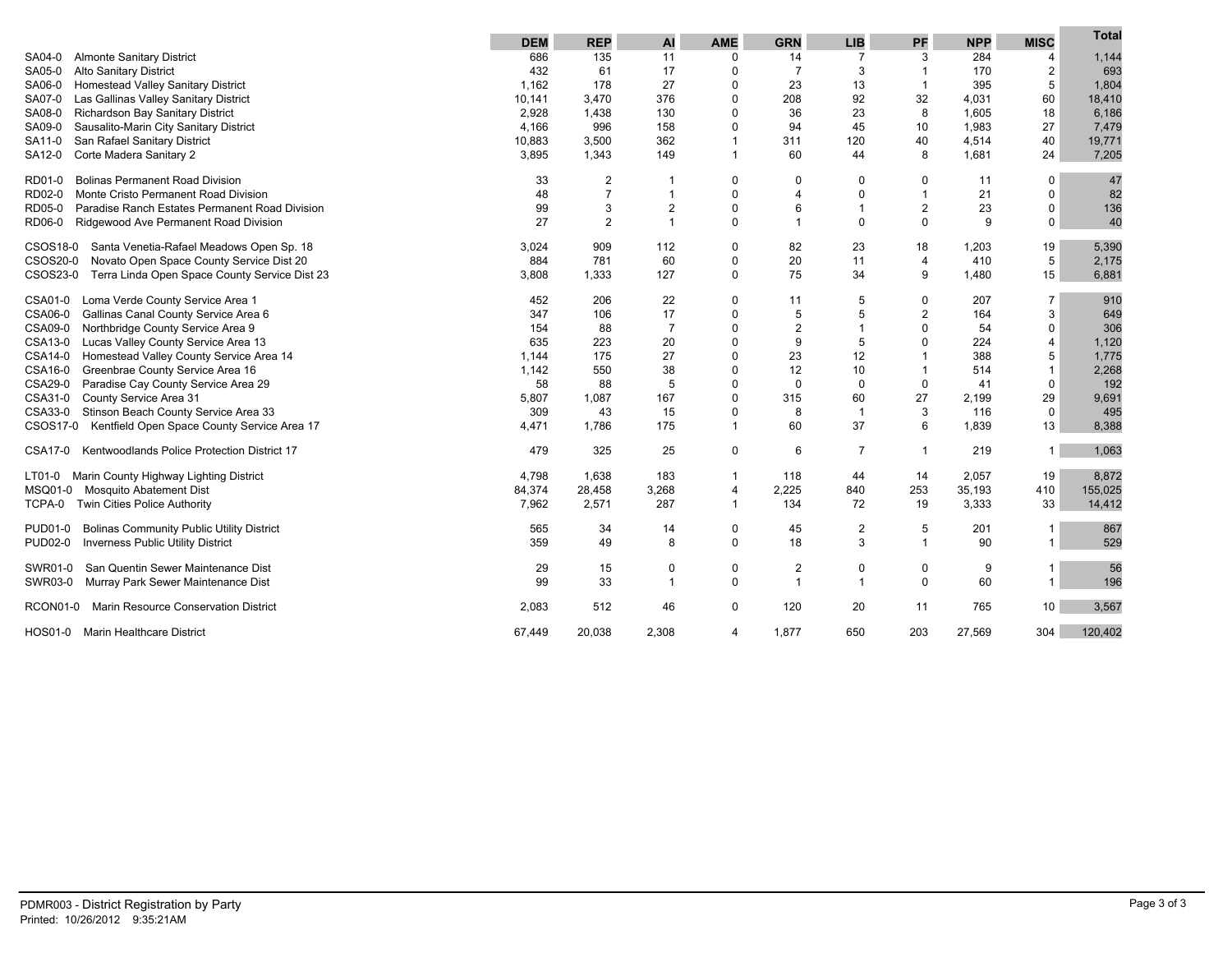| | | DEM | REP | AI | AME | GRN | LIB | PF | NPP | MISC | Total |
|---|---|---|---|---|---|---|---|---|---|---|---|
| SA04-0 | Almonte Sanitary District | 686 | 135 | 11 | 0 | 14 | 7 | 3 | 284 | 4 | 1,144 |
| SA05-0 | Alto Sanitary District | 432 | 61 | 17 | 0 | 7 | 3 | 1 | 170 | 2 | 693 |
| SA06-0 | Homestead Valley Sanitary District | 1,162 | 178 | 27 | 0 | 23 | 13 | 1 | 395 | 5 | 1,804 |
| SA07-0 | Las Gallinas Valley Sanitary District | 10,141 | 3,470 | 376 | 0 | 208 | 92 | 32 | 4,031 | 60 | 18,410 |
| SA08-0 | Richardson Bay Sanitary District | 2,928 | 1,438 | 130 | 0 | 36 | 23 | 8 | 1,605 | 18 | 6,186 |
| SA09-0 | Sausalito-Marin City Sanitary District | 4,166 | 996 | 158 | 0 | 94 | 45 | 10 | 1,983 | 27 | 7,479 |
| SA11-0 | San Rafael Sanitary District | 10,883 | 3,500 | 362 | 1 | 311 | 120 | 40 | 4,514 | 40 | 19,771 |
| SA12-0 | Corte Madera Sanitary 2 | 3,895 | 1,343 | 149 | 1 | 60 | 44 | 8 | 1,681 | 24 | 7,205 |
| RD01-0 | Bolinas Permanent Road Division | 33 | 2 | 1 | 0 | 0 | 0 | 0 | 11 | 0 | 47 |
| RD02-0 | Monte Cristo Permanent Road Division | 48 | 7 | 1 | 0 | 4 | 0 | 1 | 21 | 0 | 82 |
| RD05-0 | Paradise Ranch Estates Permanent Road Division | 99 | 3 | 2 | 0 | 6 | 1 | 2 | 23 | 0 | 136 |
| RD06-0 | Ridgewood Ave Permanent Road Division | 27 | 2 | 1 | 0 | 1 | 0 | 0 | 9 | 0 | 40 |
| CSOS18-0 | Santa Venetia-Rafael Meadows Open Sp. 18 | 3,024 | 909 | 112 | 0 | 82 | 23 | 18 | 1,203 | 19 | 5,390 |
| CSOS20-0 | Novato Open Space County Service Dist 20 | 884 | 781 | 60 | 0 | 20 | 11 | 4 | 410 | 5 | 2,175 |
| CSOS23-0 | Terra Linda Open Space County Service Dist 23 | 3,808 | 1,333 | 127 | 0 | 75 | 34 | 9 | 1,480 | 15 | 6,881 |
| CSA01-0 | Loma Verde County Service Area 1 | 452 | 206 | 22 | 0 | 11 | 5 | 0 | 207 | 7 | 910 |
| CSA06-0 | Gallinas Canal County Service Area 6 | 347 | 106 | 17 | 0 | 5 | 5 | 2 | 164 | 3 | 649 |
| CSA09-0 | Northbridge County Service Area 9 | 154 | 88 | 7 | 0 | 2 | 1 | 0 | 54 | 0 | 306 |
| CSA13-0 | Lucas Valley County Service Area 13 | 635 | 223 | 20 | 0 | 9 | 5 | 0 | 224 | 4 | 1,120 |
| CSA14-0 | Homestead Valley County Service Area 14 | 1,144 | 175 | 27 | 0 | 23 | 12 | 1 | 388 | 5 | 1,775 |
| CSA16-0 | Greenbrae County Service Area 16 | 1,142 | 550 | 38 | 0 | 12 | 10 | 1 | 514 | 1 | 2,268 |
| CSA29-0 | Paradise Cay County Service Area 29 | 58 | 88 | 5 | 0 | 0 | 0 | 0 | 41 | 0 | 192 |
| CSA31-0 | County Service Area 31 | 5,807 | 1,087 | 167 | 0 | 315 | 60 | 27 | 2,199 | 29 | 9,691 |
| CSA33-0 | Stinson Beach County Service Area 33 | 309 | 43 | 15 | 0 | 8 | 1 | 3 | 116 | 0 | 495 |
| CSOS17-0 | Kentfield Open Space County Service Area 17 | 4,471 | 1,786 | 175 | 1 | 60 | 37 | 6 | 1,839 | 13 | 8,388 |
| CSA17-0 | Kentwoodlands Police Protection District 17 | 479 | 325 | 25 | 0 | 6 | 7 | 1 | 219 | 1 | 1,063 |
| LT01-0 | Marin County Highway Lighting District | 4,798 | 1,638 | 183 | 1 | 118 | 44 | 14 | 2,057 | 19 | 8,872 |
| MSQ01-0 | Mosquito Abatement Dist | 84,374 | 28,458 | 3,268 | 4 | 2,225 | 840 | 253 | 35,193 | 410 | 155,025 |
| TCPA-0 | Twin Cities Police Authority | 7,962 | 2,571 | 287 | 1 | 134 | 72 | 19 | 3,333 | 33 | 14,412 |
| PUD01-0 | Bolinas Community Public Utility District | 565 | 34 | 14 | 0 | 45 | 2 | 5 | 201 | 1 | 867 |
| PUD02-0 | Inverness Public Utility District | 359 | 49 | 8 | 0 | 18 | 3 | 1 | 90 | 1 | 529 |
| SWR01-0 | San Quentin Sewer Maintenance Dist | 29 | 15 | 0 | 0 | 2 | 0 | 0 | 9 | 1 | 56 |
| SWR03-0 | Murray Park Sewer Maintenance Dist | 99 | 33 | 1 | 0 | 1 | 1 | 0 | 60 | 1 | 196 |
| RCON01-0 | Marin Resource Conservation District | 2,083 | 512 | 46 | 0 | 120 | 20 | 11 | 765 | 10 | 3,567 |
| HOS01-0 | Marin Healthcare District | 67,449 | 20,038 | 2,308 | 4 | 1,877 | 650 | 203 | 27,569 | 304 | 120,402 |

PDMR003 - District Registration by Party
Printed: 10/26/2012 9:35:21AM